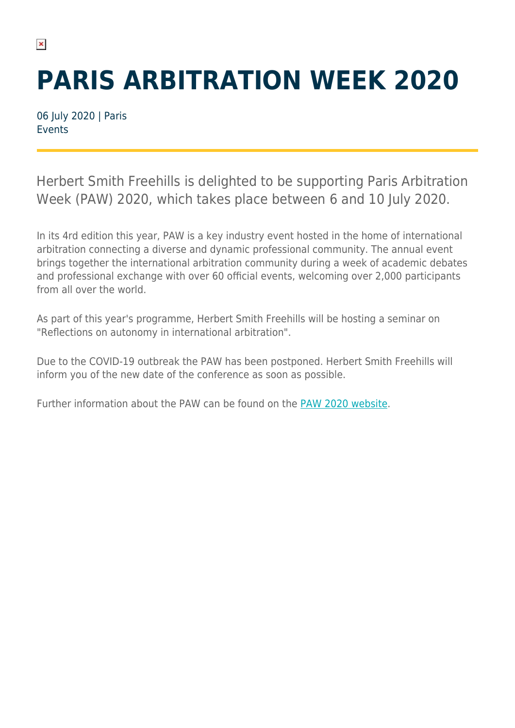# PARIS ARBITRATION WEEK 2020

06 July 2020 | Paris
Events

Herbert Smith Freehills is delighted to be supporting Paris Arbitration Week (PAW) 2020, which takes place between 6 and 10 July 2020.

In its 4rd edition this year, PAW is a key industry event hosted in the home of international arbitration connecting a diverse and dynamic professional community. The annual event brings together the international arbitration community during a week of academic debates and professional exchange with over 60 official events, welcoming over 2,000 participants from all over the world.

As part of this year's programme, Herbert Smith Freehills will be hosting a seminar on "Reflections on autonomy in international arbitration".

Due to the COVID-19 outbreak the PAW has been postponed. Herbert Smith Freehills will inform you of the new date of the conference as soon as possible.

Further information about the PAW can be found on the PAW 2020 website.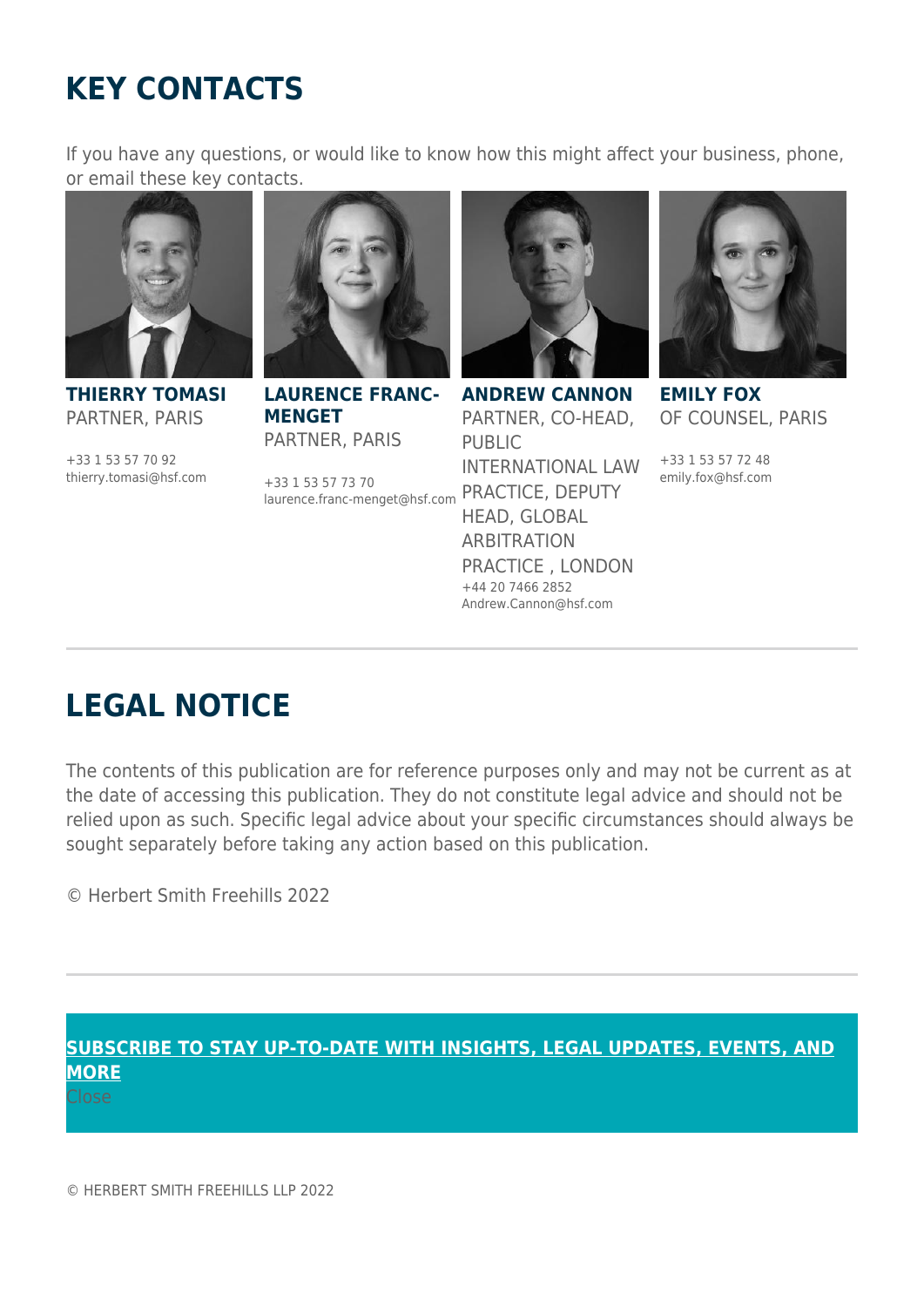## KEY CONTACTS

If you have any questions, or would like to know how this might affect your business, phone, or email these key contacts.

**THIERRY TOMASI**
PARTNER, PARIS

+33 1 53 57 70 92
thierry.tomasi@hsf.com

**LAURENCE FRANC-MENGET**
PARTNER, PARIS

+33 1 53 57 73 70
laurence.franc-menget@hsf.com

**ANDREW CANNON**
PARTNER, CO-HEAD, PUBLIC INTERNATIONAL LAW PRACTICE, DEPUTY HEAD, GLOBAL ARBITRATION PRACTICE , LONDON
+44 20 7466 2852
Andrew.Cannon@hsf.com

**EMILY FOX**
OF COUNSEL, PARIS

+33 1 53 57 72 48
emily.fox@hsf.com

## LEGAL NOTICE

The contents of this publication are for reference purposes only and may not be current as at the date of accessing this publication. They do not constitute legal advice and should not be relied upon as such. Specific legal advice about your specific circumstances should always be sought separately before taking any action based on this publication.

© Herbert Smith Freehills 2022

**SUBSCRIBE TO STAY UP-TO-DATE WITH INSIGHTS, LEGAL UPDATES, EVENTS, AND MORE**
Close

© HERBERT SMITH FREEHILLS LLP 2022